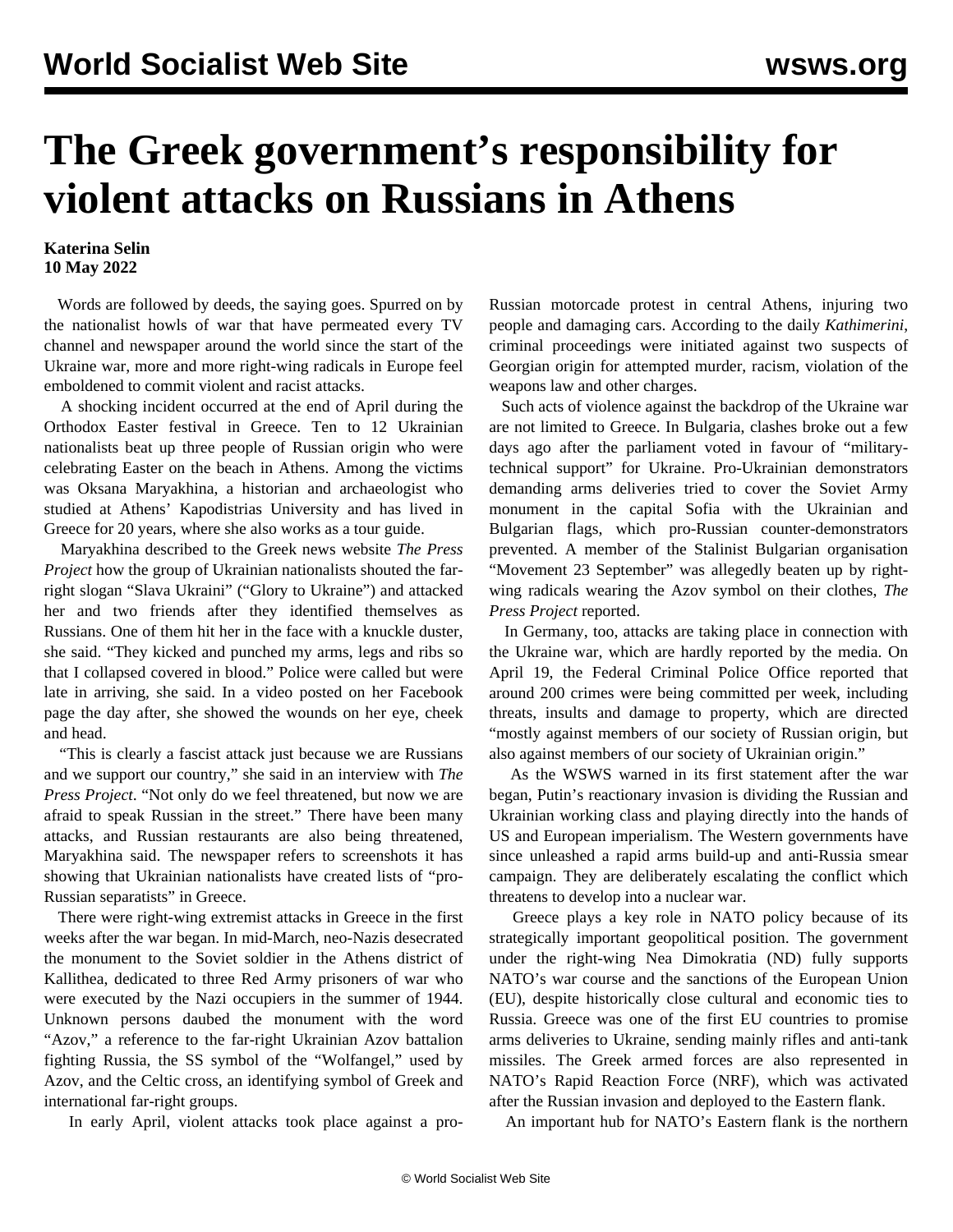# The Greek government's responsibility for violent attacks on Russians in Athens

**Katerina Selin**
**10 May 2022**

Words are followed by deeds, the saying goes. Spurred on by the nationalist howls of war that have permeated every TV channel and newspaper around the world since the start of the Ukraine war, more and more right-wing radicals in Europe feel emboldened to commit violent and racist attacks.

A shocking incident occurred at the end of April during the Orthodox Easter festival in Greece. Ten to 12 Ukrainian nationalists beat up three people of Russian origin who were celebrating Easter on the beach in Athens. Among the victims was Oksana Maryakhina, a historian and archaeologist who studied at Athens' Kapodistrias University and has lived in Greece for 20 years, where she also works as a tour guide.

Maryakhina described to the Greek news website *The Press Project* how the group of Ukrainian nationalists shouted the far-right slogan "Slava Ukraini" ("Glory to Ukraine") and attacked her and two friends after they identified themselves as Russians. One of them hit her in the face with a knuckle duster, she said. "They kicked and punched my arms, legs and ribs so that I collapsed covered in blood." Police were called but were late in arriving, she said. In a video posted on her Facebook page the day after, she showed the wounds on her eye, cheek and head.

"This is clearly a fascist attack just because we are Russians and we support our country," she said in an interview with *The Press Project*. "Not only do we feel threatened, but now we are afraid to speak Russian in the street." There have been many attacks, and Russian restaurants are also being threatened, Maryakhina said. The newspaper refers to screenshots it has showing that Ukrainian nationalists have created lists of "pro-Russian separatists" in Greece.

There were right-wing extremist attacks in Greece in the first weeks after the war began. In mid-March, neo-Nazis desecrated the monument to the Soviet soldier in the Athens district of Kallithea, dedicated to three Red Army prisoners of war who were executed by the Nazi occupiers in the summer of 1944. Unknown persons daubed the monument with the word "Azov," a reference to the far-right Ukrainian Azov battalion fighting Russia, the SS symbol of the "Wolfangel," used by Azov, and the Celtic cross, an identifying symbol of Greek and international far-right groups.

In early April, violent attacks took place against a pro-Russian motorcade protest in central Athens, injuring two people and damaging cars. According to the daily *Kathimerini*, criminal proceedings were initiated against two suspects of Georgian origin for attempted murder, racism, violation of the weapons law and other charges.

Such acts of violence against the backdrop of the Ukraine war are not limited to Greece. In Bulgaria, clashes broke out a few days ago after the parliament voted in favour of "military-technical support" for Ukraine. Pro-Ukrainian demonstrators demanding arms deliveries tried to cover the Soviet Army monument in the capital Sofia with the Ukrainian and Bulgarian flags, which pro-Russian counter-demonstrators prevented. A member of the Stalinist Bulgarian organisation "Movement 23 September" was allegedly beaten up by right-wing radicals wearing the Azov symbol on their clothes, *The Press Project* reported.

In Germany, too, attacks are taking place in connection with the Ukraine war, which are hardly reported by the media. On April 19, the Federal Criminal Police Office reported that around 200 crimes were being committed per week, including threats, insults and damage to property, which are directed "mostly against members of our society of Russian origin, but also against members of our society of Ukrainian origin."

As the WSWS warned in its first statement after the war began, Putin's reactionary invasion is dividing the Russian and Ukrainian working class and playing directly into the hands of US and European imperialism. The Western governments have since unleashed a rapid arms build-up and anti-Russia smear campaign. They are deliberately escalating the conflict which threatens to develop into a nuclear war.

Greece plays a key role in NATO policy because of its strategically important geopolitical position. The government under the right-wing Nea Dimokratia (ND) fully supports NATO's war course and the sanctions of the European Union (EU), despite historically close cultural and economic ties to Russia. Greece was one of the first EU countries to promise arms deliveries to Ukraine, sending mainly rifles and anti-tank missiles. The Greek armed forces are also represented in NATO's Rapid Reaction Force (NRF), which was activated after the Russian invasion and deployed to the Eastern flank.

An important hub for NATO's Eastern flank is the northern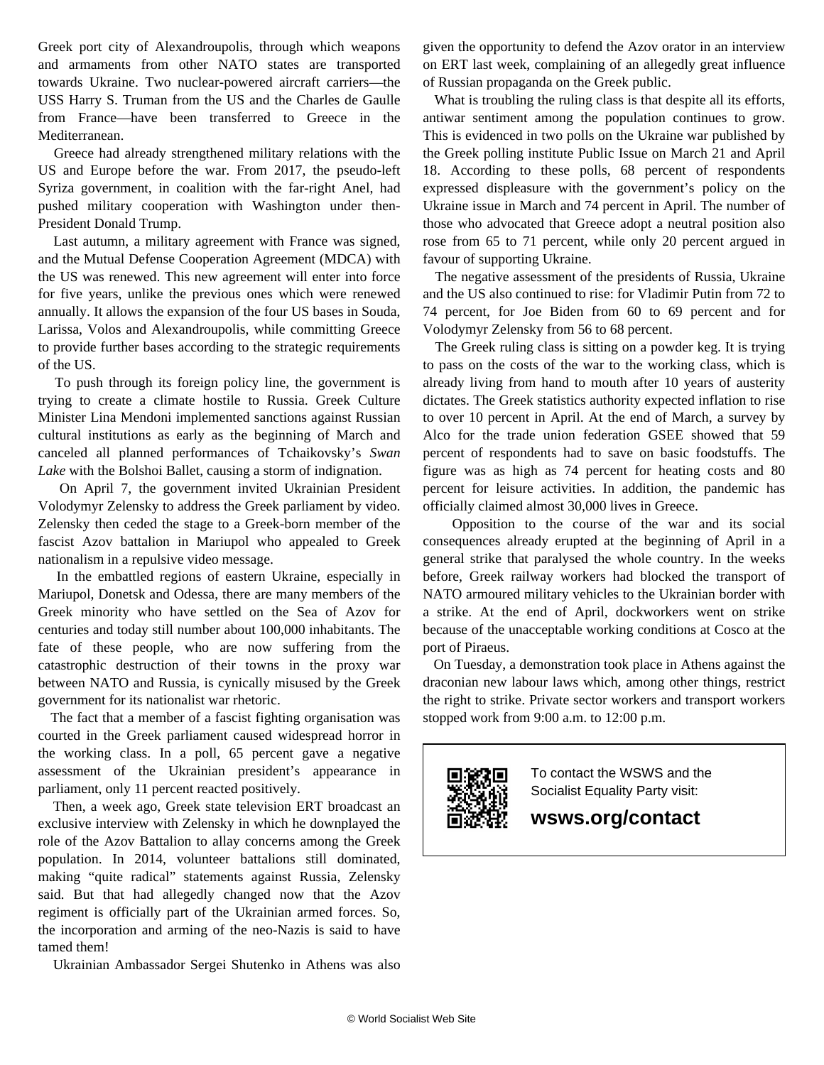Greek port city of Alexandroupolis, through which weapons and armaments from other NATO states are transported towards Ukraine. Two nuclear-powered aircraft carriers—the USS Harry S. Truman from the US and the Charles de Gaulle from France—have been transferred to Greece in the Mediterranean.

Greece had already strengthened military relations with the US and Europe before the war. From 2017, the pseudo-left Syriza government, in coalition with the far-right Anel, had pushed military cooperation with Washington under then-President Donald Trump.

Last autumn, a military agreement with France was signed, and the Mutual Defense Cooperation Agreement (MDCA) with the US was renewed. This new agreement will enter into force for five years, unlike the previous ones which were renewed annually. It allows the expansion of the four US bases in Souda, Larissa, Volos and Alexandroupolis, while committing Greece to provide further bases according to the strategic requirements of the US.

To push through its foreign policy line, the government is trying to create a climate hostile to Russia. Greek Culture Minister Lina Mendoni implemented sanctions against Russian cultural institutions as early as the beginning of March and canceled all planned performances of Tchaikovsky's *Swan Lake* with the Bolshoi Ballet, causing a storm of indignation.

On April 7, the government invited Ukrainian President Volodymyr Zelensky to address the Greek parliament by video. Zelensky then ceded the stage to a Greek-born member of the fascist Azov battalion in Mariupol who appealed to Greek nationalism in a repulsive video message.

In the embattled regions of eastern Ukraine, especially in Mariupol, Donetsk and Odessa, there are many members of the Greek minority who have settled on the Sea of Azov for centuries and today still number about 100,000 inhabitants. The fate of these people, who are now suffering from the catastrophic destruction of their towns in the proxy war between NATO and Russia, is cynically misused by the Greek government for its nationalist war rhetoric.

The fact that a member of a fascist fighting organisation was courted in the Greek parliament caused widespread horror in the working class. In a poll, 65 percent gave a negative assessment of the Ukrainian president's appearance in parliament, only 11 percent reacted positively.

Then, a week ago, Greek state television ERT broadcast an exclusive interview with Zelensky in which he downplayed the role of the Azov Battalion to allay concerns among the Greek population. In 2014, volunteer battalions still dominated, making "quite radical" statements against Russia, Zelensky said. But that had allegedly changed now that the Azov regiment is officially part of the Ukrainian armed forces. So, the incorporation and arming of the neo-Nazis is said to have tamed them!

Ukrainian Ambassador Sergei Shutenko in Athens was also given the opportunity to defend the Azov orator in an interview on ERT last week, complaining of an allegedly great influence of Russian propaganda on the Greek public.

What is troubling the ruling class is that despite all its efforts, antiwar sentiment among the population continues to grow. This is evidenced in two polls on the Ukraine war published by the Greek polling institute Public Issue on March 21 and April 18. According to these polls, 68 percent of respondents expressed displeasure with the government's policy on the Ukraine issue in March and 74 percent in April. The number of those who advocated that Greece adopt a neutral position also rose from 65 to 71 percent, while only 20 percent argued in favour of supporting Ukraine.

The negative assessment of the presidents of Russia, Ukraine and the US also continued to rise: for Vladimir Putin from 72 to 74 percent, for Joe Biden from 60 to 69 percent and for Volodymyr Zelensky from 56 to 68 percent.

The Greek ruling class is sitting on a powder keg. It is trying to pass on the costs of the war to the working class, which is already living from hand to mouth after 10 years of austerity dictates. The Greek statistics authority expected inflation to rise to over 10 percent in April. At the end of March, a survey by Alco for the trade union federation GSEE showed that 59 percent of respondents had to save on basic foodstuffs. The figure was as high as 74 percent for heating costs and 80 percent for leisure activities. In addition, the pandemic has officially claimed almost 30,000 lives in Greece.

Opposition to the course of the war and its social consequences already erupted at the beginning of April in a general strike that paralysed the whole country. In the weeks before, Greek railway workers had blocked the transport of NATO armoured military vehicles to the Ukrainian border with a strike. At the end of April, dockworkers went on strike because of the unacceptable working conditions at Cosco at the port of Piraeus.

On Tuesday, a demonstration took place in Athens against the draconian new labour laws which, among other things, restrict the right to strike. Private sector workers and transport workers stopped work from 9:00 a.m. to 12:00 p.m.

To contact the WSWS and the Socialist Equality Party visit:

**wsws.org/contact**